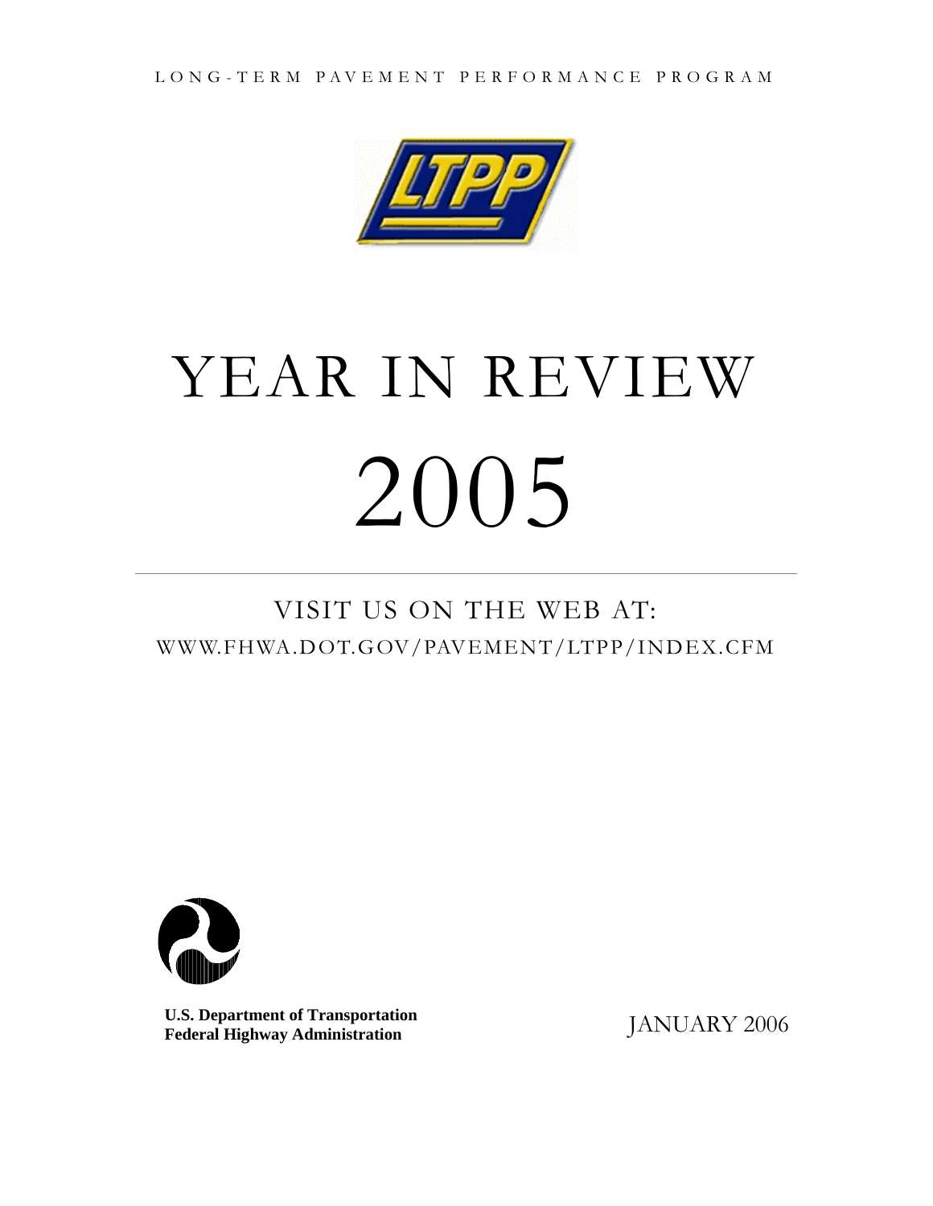LONG-TERM PAVEMENT PERFORMANCE PROGRAM

LTPP

# YEAR IN REVIEW

# 2005

VISIT US ON THE WEB AT:

WWW.FHWA.DOT.GOV/PAVEMENT/LTPP/INDEX.CFM

**U.S. Department of Transportation**
**Federal Highway Administration**

JANUARY 2006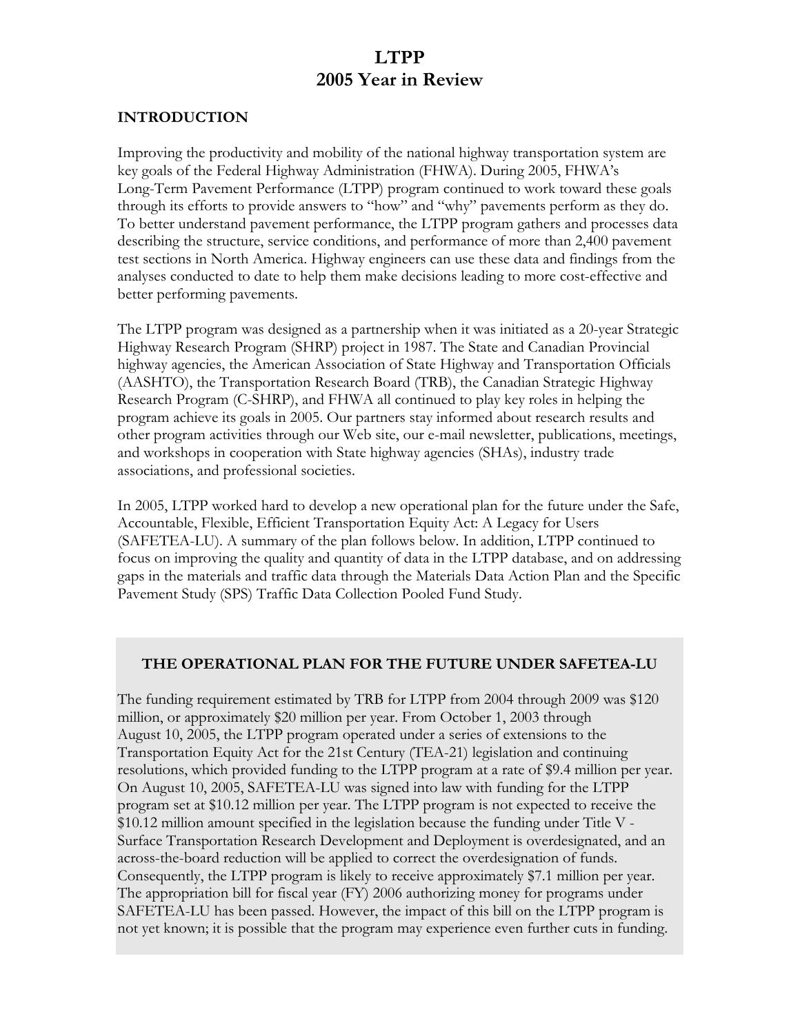# LTPP
# 2005 Year in Review

## INTRODUCTION

Improving the productivity and mobility of the national highway transportation system are key goals of the Federal Highway Administration (FHWA). During 2005, FHWA's Long-Term Pavement Performance (LTPP) program continued to work toward these goals through its efforts to provide answers to "how" and "why" pavements perform as they do. To better understand pavement performance, the LTPP program gathers and processes data describing the structure, service conditions, and performance of more than 2,400 pavement test sections in North America. Highway engineers can use these data and findings from the analyses conducted to date to help them make decisions leading to more cost-effective and better performing pavements.

The LTPP program was designed as a partnership when it was initiated as a 20-year Strategic Highway Research Program (SHRP) project in 1987. The State and Canadian Provincial highway agencies, the American Association of State Highway and Transportation Officials (AASHTO), the Transportation Research Board (TRB), the Canadian Strategic Highway Research Program (C-SHRP), and FHWA all continued to play key roles in helping the program achieve its goals in 2005. Our partners stay informed about research results and other program activities through our Web site, our e-mail newsletter, publications, meetings, and workshops in cooperation with State highway agencies (SHAs), industry trade associations, and professional societies.

In 2005, LTPP worked hard to develop a new operational plan for the future under the Safe, Accountable, Flexible, Efficient Transportation Equity Act: A Legacy for Users (SAFETEA-LU). A summary of the plan follows below. In addition, LTPP continued to focus on improving the quality and quantity of data in the LTPP database, and on addressing gaps in the materials and traffic data through the Materials Data Action Plan and the Specific Pavement Study (SPS) Traffic Data Collection Pooled Fund Study.

### THE OPERATIONAL PLAN FOR THE FUTURE UNDER SAFETEA-LU

The funding requirement estimated by TRB for LTPP from 2004 through 2009 was $120 million, or approximately $20 million per year. From October 1, 2003 through August 10, 2005, the LTPP program operated under a series of extensions to the Transportation Equity Act for the 21st Century (TEA-21) legislation and continuing resolutions, which provided funding to the LTPP program at a rate of $9.4 million per year. On August 10, 2005, SAFETEA-LU was signed into law with funding for the LTPP program set at $10.12 million per year. The LTPP program is not expected to receive the $10.12 million amount specified in the legislation because the funding under Title V - Surface Transportation Research Development and Deployment is overdesignated, and an across-the-board reduction will be applied to correct the overdesignation of funds. Consequently, the LTPP program is likely to receive approximately $7.1 million per year. The appropriation bill for fiscal year (FY) 2006 authorizing money for programs under SAFETEA-LU has been passed. However, the impact of this bill on the LTPP program is not yet known; it is possible that the program may experience even further cuts in funding.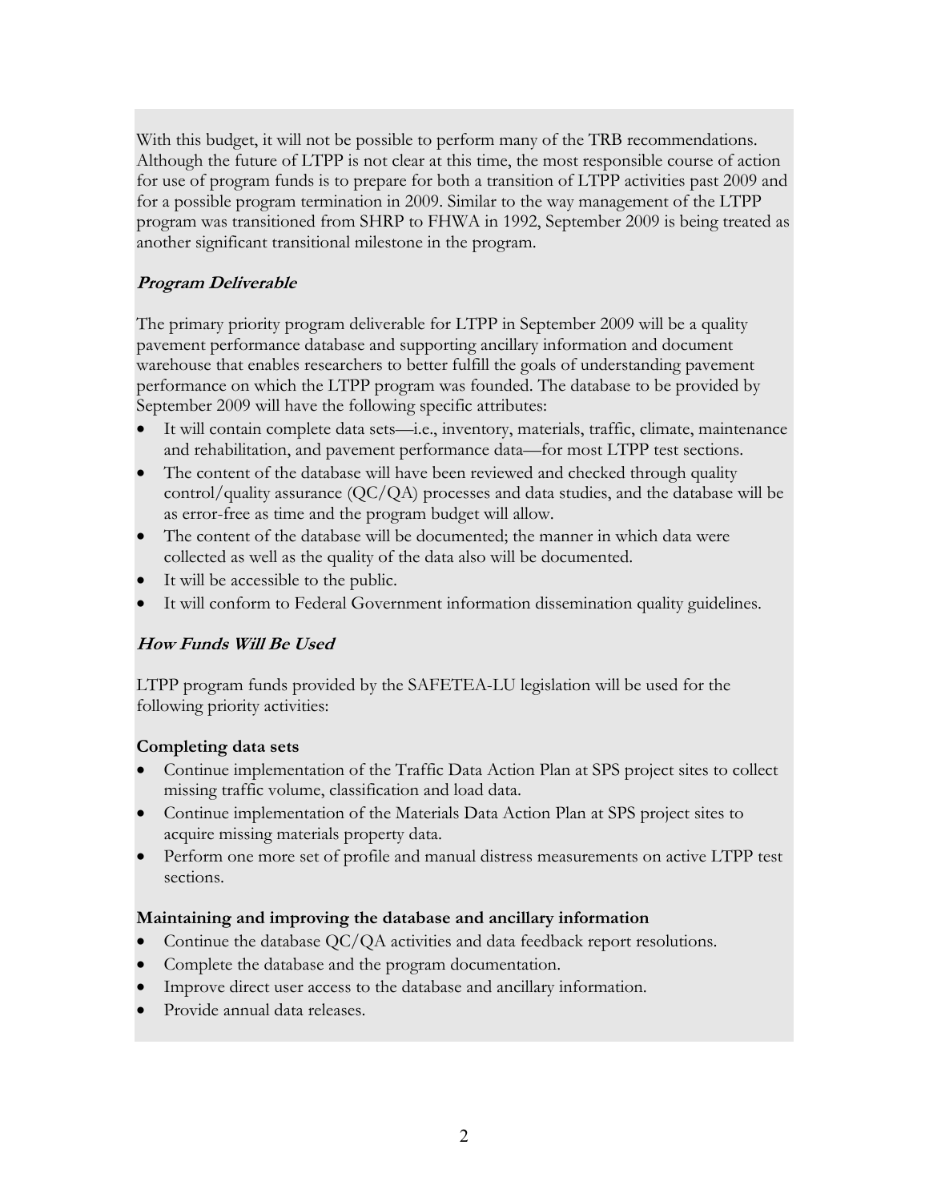With this budget, it will not be possible to perform many of the TRB recommendations. Although the future of LTPP is not clear at this time, the most responsible course of action for use of program funds is to prepare for both a transition of LTPP activities past 2009 and for a possible program termination in 2009. Similar to the way management of the LTPP program was transitioned from SHRP to FHWA in 1992, September 2009 is being treated as another significant transitional milestone in the program.

### ***Program Deliverable***

The primary priority program deliverable for LTPP in September 2009 will be a quality pavement performance database and supporting ancillary information and document warehouse that enables researchers to better fulfill the goals of understanding pavement performance on which the LTPP program was founded. The database to be provided by September 2009 will have the following specific attributes:

- It will contain complete data sets—i.e., inventory, materials, traffic, climate, maintenance and rehabilitation, and pavement performance data—for most LTPP test sections.
- The content of the database will have been reviewed and checked through quality control/quality assurance (QC/QA) processes and data studies, and the database will be as error-free as time and the program budget will allow.
- The content of the database will be documented; the manner in which data were collected as well as the quality of the data also will be documented.
- It will be accessible to the public.
- It will conform to Federal Government information dissemination quality guidelines.

### ***How Funds Will Be Used***

LTPP program funds provided by the SAFETEA-LU legislation will be used for the following priority activities:

**Completing data sets**

- Continue implementation of the Traffic Data Action Plan at SPS project sites to collect missing traffic volume, classification and load data.
- Continue implementation of the Materials Data Action Plan at SPS project sites to acquire missing materials property data.
- Perform one more set of profile and manual distress measurements on active LTPP test sections.

**Maintaining and improving the database and ancillary information**

- Continue the database QC/QA activities and data feedback report resolutions.
- Complete the database and the program documentation.
- Improve direct user access to the database and ancillary information.
- Provide annual data releases.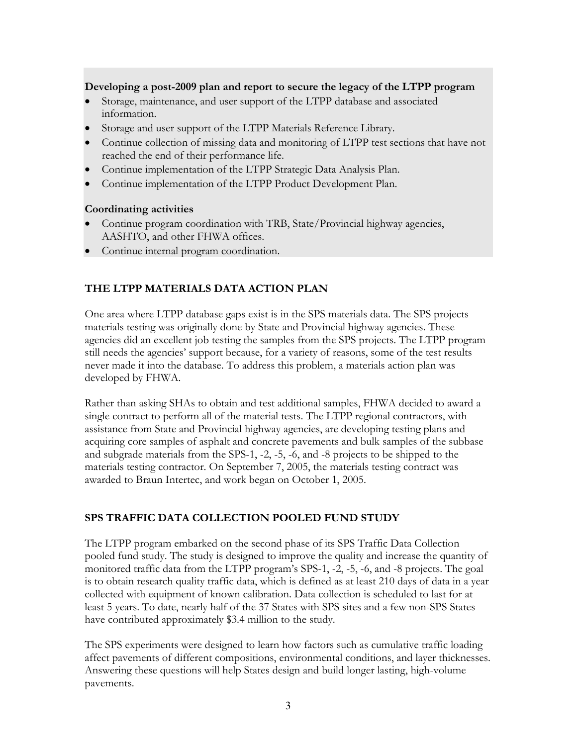**Developing a post-2009 plan and report to secure the legacy of the LTPP program**

- Storage, maintenance, and user support of the LTPP database and associated information.
- Storage and user support of the LTPP Materials Reference Library.
- Continue collection of missing data and monitoring of LTPP test sections that have not reached the end of their performance life.
- Continue implementation of the LTPP Strategic Data Analysis Plan.
- Continue implementation of the LTPP Product Development Plan.

**Coordinating activities**

- Continue program coordination with TRB, State/Provincial highway agencies, AASHTO, and other FHWA offices.
- Continue internal program coordination.

## THE LTPP MATERIALS DATA ACTION PLAN

One area where LTPP database gaps exist is in the SPS materials data. The SPS projects materials testing was originally done by State and Provincial highway agencies. These agencies did an excellent job testing the samples from the SPS projects. The LTPP program still needs the agencies' support because, for a variety of reasons, some of the test results never made it into the database. To address this problem, a materials action plan was developed by FHWA.

Rather than asking SHAs to obtain and test additional samples, FHWA decided to award a single contract to perform all of the material tests. The LTPP regional contractors, with assistance from State and Provincial highway agencies, are developing testing plans and acquiring core samples of asphalt and concrete pavements and bulk samples of the subbase and subgrade materials from the SPS-1, -2, -5, -6, and -8 projects to be shipped to the materials testing contractor. On September 7, 2005, the materials testing contract was awarded to Braun Intertec, and work began on October 1, 2005.

## SPS TRAFFIC DATA COLLECTION POOLED FUND STUDY

The LTPP program embarked on the second phase of its SPS Traffic Data Collection pooled fund study. The study is designed to improve the quality and increase the quantity of monitored traffic data from the LTPP program's SPS-1, -2, -5, -6, and -8 projects. The goal is to obtain research quality traffic data, which is defined as at least 210 days of data in a year collected with equipment of known calibration. Data collection is scheduled to last for at least 5 years. To date, nearly half of the 37 States with SPS sites and a few non-SPS States have contributed approximately $3.4 million to the study.

The SPS experiments were designed to learn how factors such as cumulative traffic loading affect pavements of different compositions, environmental conditions, and layer thicknesses. Answering these questions will help States design and build longer lasting, high-volume pavements.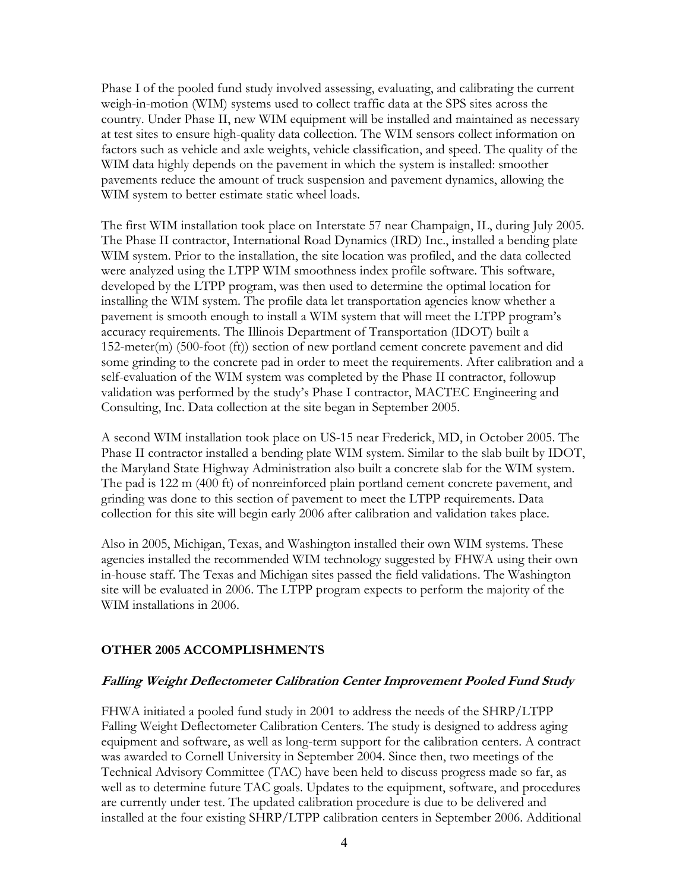Phase I of the pooled fund study involved assessing, evaluating, and calibrating the current weigh-in-motion (WIM) systems used to collect traffic data at the SPS sites across the country. Under Phase II, new WIM equipment will be installed and maintained as necessary at test sites to ensure high-quality data collection. The WIM sensors collect information on factors such as vehicle and axle weights, vehicle classification, and speed. The quality of the WIM data highly depends on the pavement in which the system is installed: smoother pavements reduce the amount of truck suspension and pavement dynamics, allowing the WIM system to better estimate static wheel loads.

The first WIM installation took place on Interstate 57 near Champaign, IL, during July 2005. The Phase II contractor, International Road Dynamics (IRD) Inc., installed a bending plate WIM system. Prior to the installation, the site location was profiled, and the data collected were analyzed using the LTPP WIM smoothness index profile software. This software, developed by the LTPP program, was then used to determine the optimal location for installing the WIM system. The profile data let transportation agencies know whether a pavement is smooth enough to install a WIM system that will meet the LTPP program's accuracy requirements. The Illinois Department of Transportation (IDOT) built a 152-meter(m) (500-foot (ft)) section of new portland cement concrete pavement and did some grinding to the concrete pad in order to meet the requirements. After calibration and a self-evaluation of the WIM system was completed by the Phase II contractor, followup validation was performed by the study's Phase I contractor, MACTEC Engineering and Consulting, Inc. Data collection at the site began in September 2005.

A second WIM installation took place on US-15 near Frederick, MD, in October 2005. The Phase II contractor installed a bending plate WIM system. Similar to the slab built by IDOT, the Maryland State Highway Administration also built a concrete slab for the WIM system. The pad is 122 m (400 ft) of nonreinforced plain portland cement concrete pavement, and grinding was done to this section of pavement to meet the LTPP requirements. Data collection for this site will begin early 2006 after calibration and validation takes place.

Also in 2005, Michigan, Texas, and Washington installed their own WIM systems. These agencies installed the recommended WIM technology suggested by FHWA using their own in-house staff. The Texas and Michigan sites passed the field validations. The Washington site will be evaluated in 2006. The LTPP program expects to perform the majority of the WIM installations in 2006.

## OTHER 2005 ACCOMPLISHMENTS

### *Falling Weight Deflectometer Calibration Center Improvement Pooled Fund Study*

FHWA initiated a pooled fund study in 2001 to address the needs of the SHRP/LTPP Falling Weight Deflectometer Calibration Centers. The study is designed to address aging equipment and software, as well as long-term support for the calibration centers. A contract was awarded to Cornell University in September 2004. Since then, two meetings of the Technical Advisory Committee (TAC) have been held to discuss progress made so far, as well as to determine future TAC goals. Updates to the equipment, software, and procedures are currently under test. The updated calibration procedure is due to be delivered and installed at the four existing SHRP/LTPP calibration centers in September 2006. Additional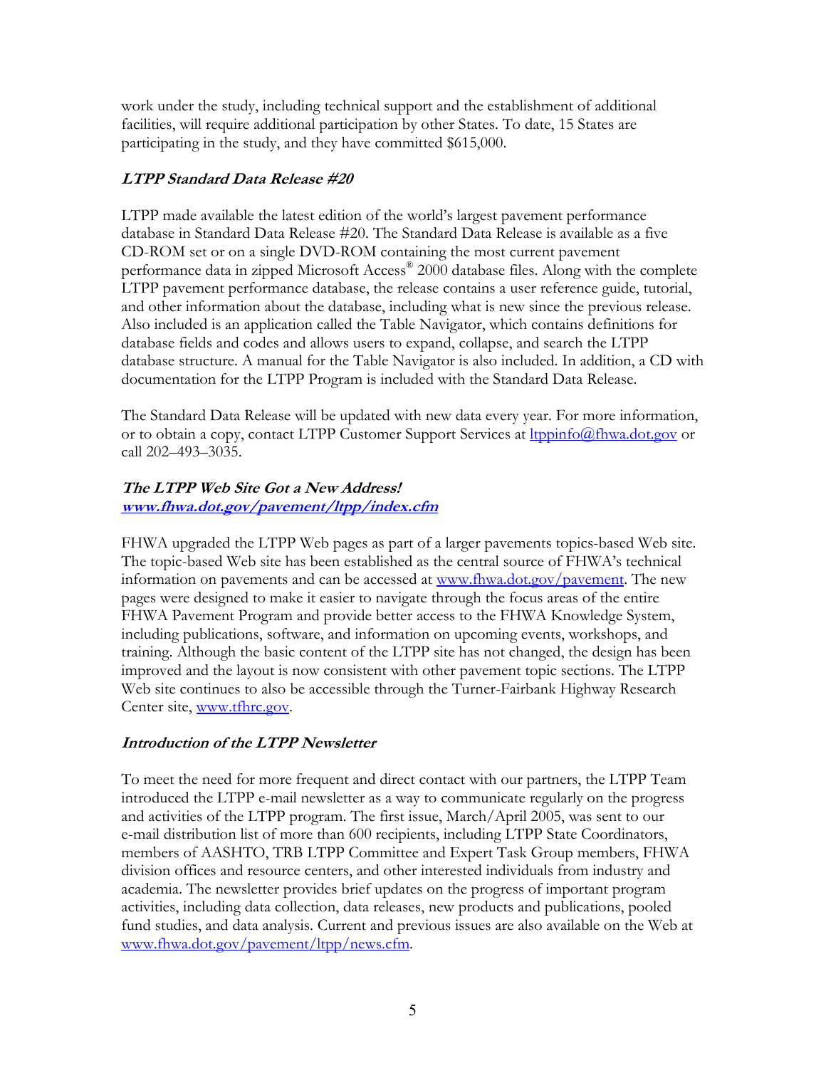work under the study, including technical support and the establishment of additional facilities, will require additional participation by other States. To date, 15 States are participating in the study, and they have committed $615,000.

### *LTPP Standard Data Release #20*

LTPP made available the latest edition of the world's largest pavement performance database in Standard Data Release #20. The Standard Data Release is available as a five CD-ROM set or on a single DVD-ROM containing the most current pavement performance data in zipped Microsoft Access® 2000 database files. Along with the complete LTPP pavement performance database, the release contains a user reference guide, tutorial, and other information about the database, including what is new since the previous release. Also included is an application called the Table Navigator, which contains definitions for database fields and codes and allows users to expand, collapse, and search the LTPP database structure. A manual for the Table Navigator is also included. In addition, a CD with documentation for the LTPP Program is included with the Standard Data Release.

The Standard Data Release will be updated with new data every year. For more information, or to obtain a copy, contact LTPP Customer Support Services at ltppinfo@fhwa.dot.gov or call 202–493–3035.

### *The LTPP Web Site Got a New Address!* *www.fhwa.dot.gov/pavement/ltpp/index.cfm*

FHWA upgraded the LTPP Web pages as part of a larger pavements topics-based Web site. The topic-based Web site has been established as the central source of FHWA's technical information on pavements and can be accessed at www.fhwa.dot.gov/pavement. The new pages were designed to make it easier to navigate through the focus areas of the entire FHWA Pavement Program and provide better access to the FHWA Knowledge System, including publications, software, and information on upcoming events, workshops, and training. Although the basic content of the LTPP site has not changed, the design has been improved and the layout is now consistent with other pavement topic sections. The LTPP Web site continues to also be accessible through the Turner-Fairbank Highway Research Center site, www.tfhrc.gov.

### *Introduction of the LTPP Newsletter*

To meet the need for more frequent and direct contact with our partners, the LTPP Team introduced the LTPP e-mail newsletter as a way to communicate regularly on the progress and activities of the LTPP program. The first issue, March/April 2005, was sent to our e-mail distribution list of more than 600 recipients, including LTPP State Coordinators, members of AASHTO, TRB LTPP Committee and Expert Task Group members, FHWA division offices and resource centers, and other interested individuals from industry and academia. The newsletter provides brief updates on the progress of important program activities, including data collection, data releases, new products and publications, pooled fund studies, and data analysis. Current and previous issues are also available on the Web at www.fhwa.dot.gov/pavement/ltpp/news.cfm.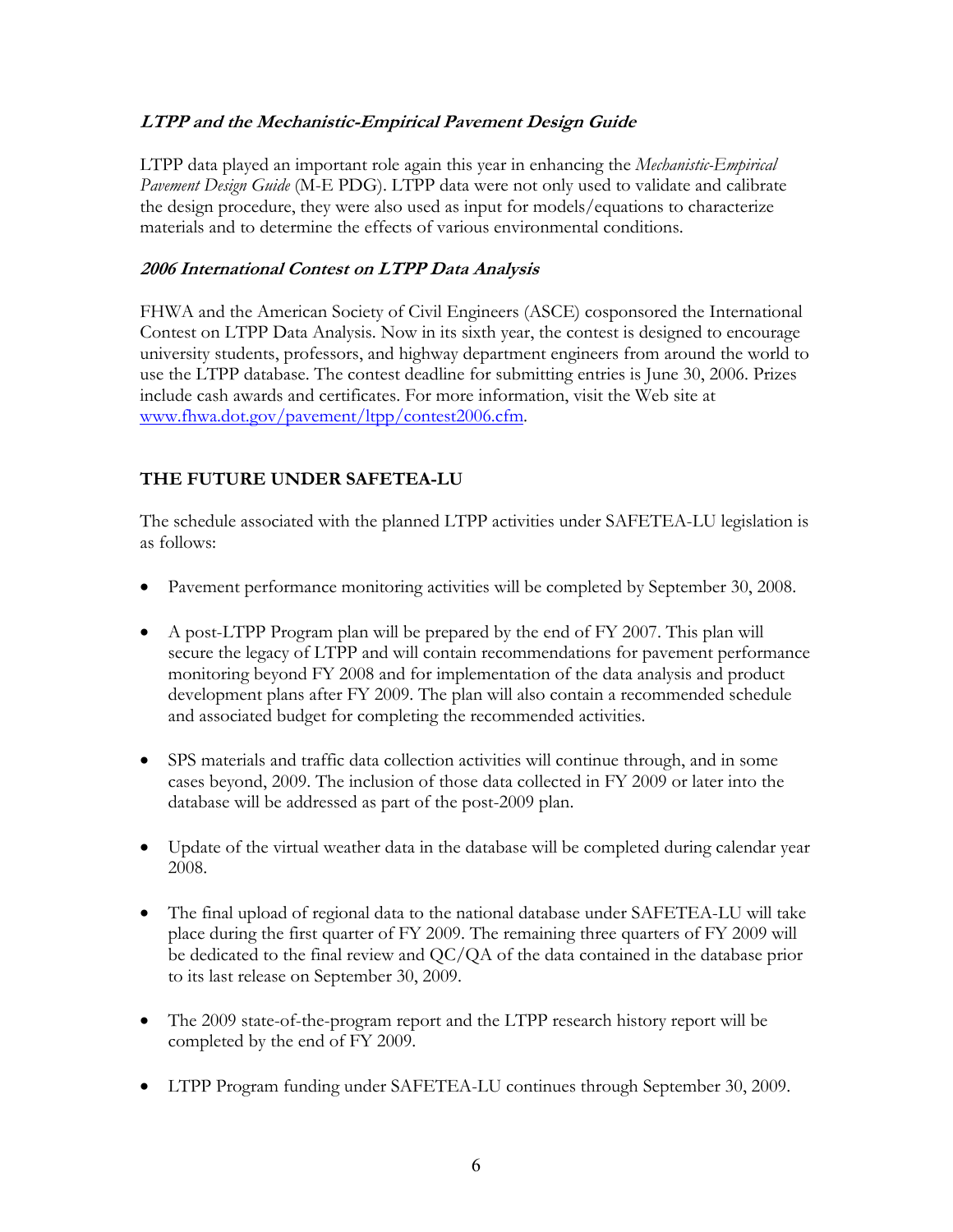### ***LTPP and the Mechanistic-Empirical Pavement Design Guide***

LTPP data played an important role again this year in enhancing the *Mechanistic-Empirical Pavement Design Guide* (M-E PDG). LTPP data were not only used to validate and calibrate the design procedure, they were also used as input for models/equations to characterize materials and to determine the effects of various environmental conditions.

### ***2006 International Contest on LTPP Data Analysis***

FHWA and the American Society of Civil Engineers (ASCE) cosponsored the International Contest on LTPP Data Analysis. Now in its sixth year, the contest is designed to encourage university students, professors, and highway department engineers from around the world to use the LTPP database. The contest deadline for submitting entries is June 30, 2006. Prizes include cash awards and certificates. For more information, visit the Web site at [www.fhwa.dot.gov/pavement/ltpp/contest2006.cfm](www.fhwa.dot.gov/pavement/ltpp/contest2006.cfm).

## **THE FUTURE UNDER SAFETEA-LU**

The schedule associated with the planned LTPP activities under SAFETEA-LU legislation is as follows:

- Pavement performance monitoring activities will be completed by September 30, 2008.
- A post-LTPP Program plan will be prepared by the end of FY 2007. This plan will secure the legacy of LTPP and will contain recommendations for pavement performance monitoring beyond FY 2008 and for implementation of the data analysis and product development plans after FY 2009. The plan will also contain a recommended schedule and associated budget for completing the recommended activities.
- SPS materials and traffic data collection activities will continue through, and in some cases beyond, 2009. The inclusion of those data collected in FY 2009 or later into the database will be addressed as part of the post-2009 plan.
- Update of the virtual weather data in the database will be completed during calendar year 2008.
- The final upload of regional data to the national database under SAFETEA-LU will take place during the first quarter of FY 2009. The remaining three quarters of FY 2009 will be dedicated to the final review and QC/QA of the data contained in the database prior to its last release on September 30, 2009.
- The 2009 state-of-the-program report and the LTPP research history report will be completed by the end of FY 2009.
- LTPP Program funding under SAFETEA-LU continues through September 30, 2009.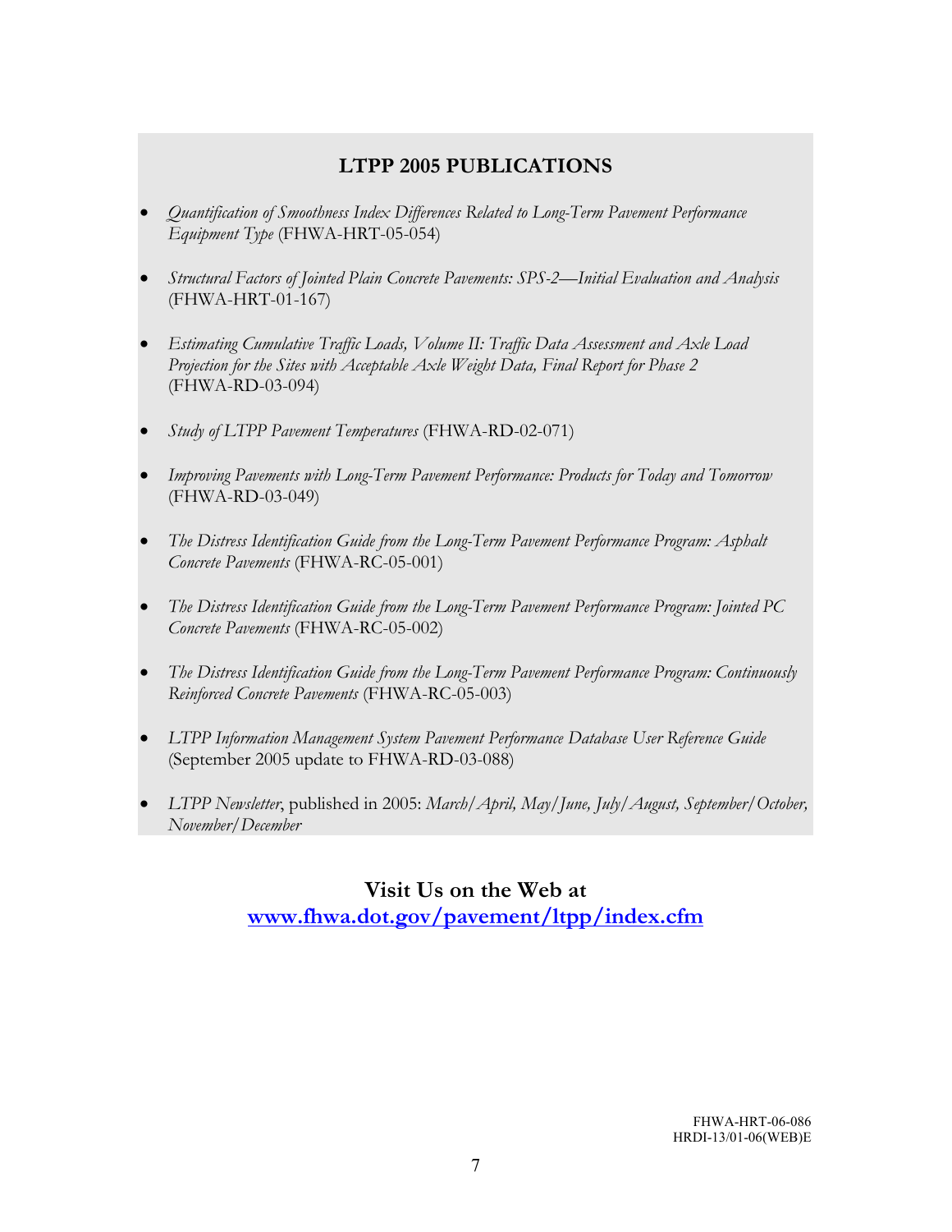## LTPP 2005 PUBLICATIONS

- *Quantification of Smoothness Index Differences Related to Long-Term Pavement Performance Equipment Type* (FHWA-HRT-05-054)
- *Structural Factors of Jointed Plain Concrete Pavements: SPS-2—Initial Evaluation and Analysis* (FHWA-HRT-01-167)
- *Estimating Cumulative Traffic Loads, Volume II: Traffic Data Assessment and Axle Load Projection for the Sites with Acceptable Axle Weight Data, Final Report for Phase 2* (FHWA-RD-03-094)
- *Study of LTPP Pavement Temperatures* (FHWA-RD-02-071)
- *Improving Pavements with Long-Term Pavement Performance: Products for Today and Tomorrow* (FHWA-RD-03-049)
- *The Distress Identification Guide from the Long-Term Pavement Performance Program: Asphalt Concrete Pavements* (FHWA-RC-05-001)
- *The Distress Identification Guide from the Long-Term Pavement Performance Program: Jointed PC Concrete Pavements* (FHWA-RC-05-002)
- *The Distress Identification Guide from the Long-Term Pavement Performance Program: Continuously Reinforced Concrete Pavements* (FHWA-RC-05-003)
- *LTPP Information Management System Pavement Performance Database User Reference Guide* (September 2005 update to FHWA-RD-03-088)
- *LTPP Newsletter*, published in 2005: *March/April, May/June, July/August, September/October, November/December*

**Visit Us on the Web at**
**www.fhwa.dot.gov/pavement/ltpp/index.cfm**

FHWA-HRT-06-086
HRDI-13/01-06(WEB)E